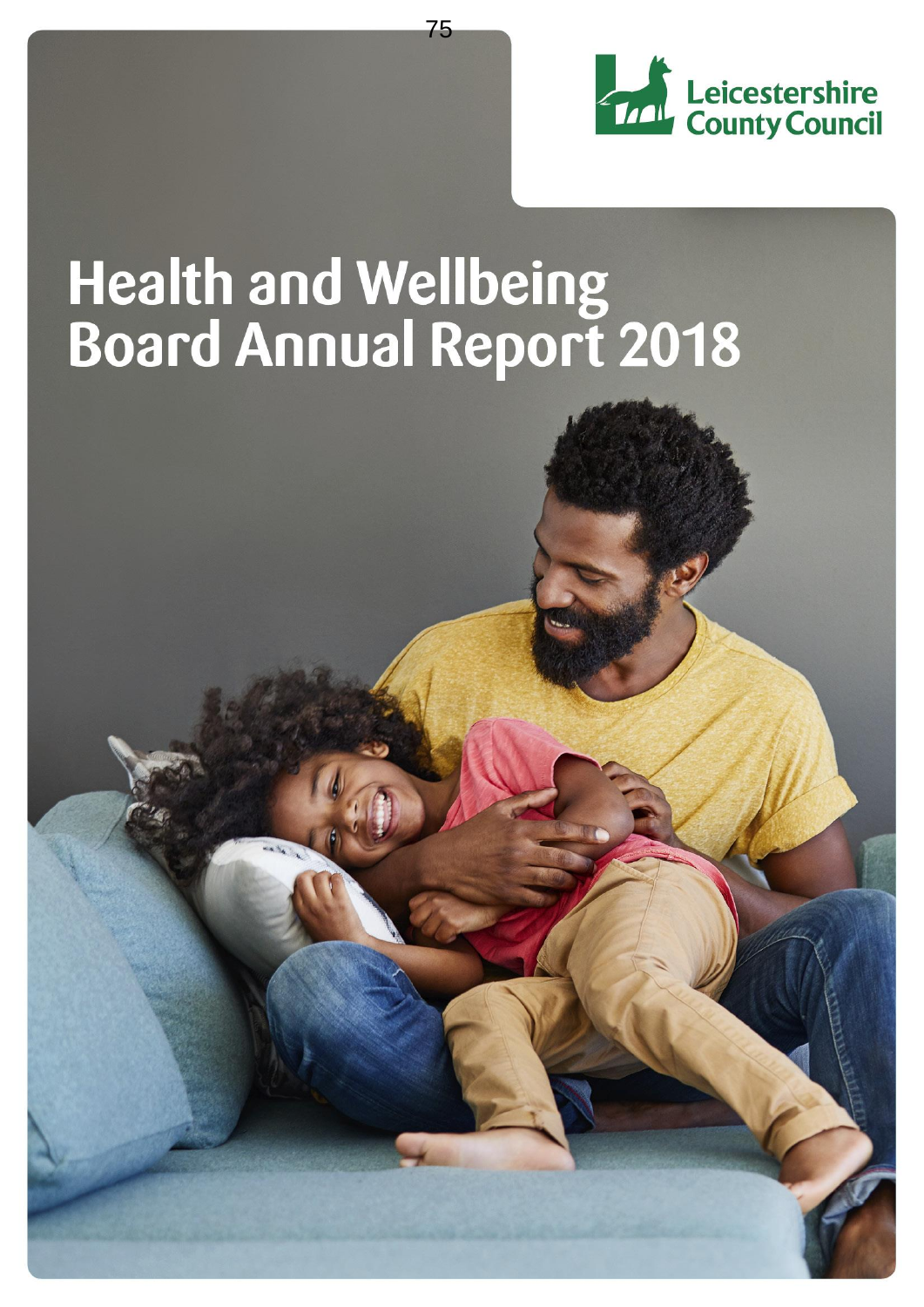Leicestershire County Council

# Health and Wellbeing Board Annual Report 2018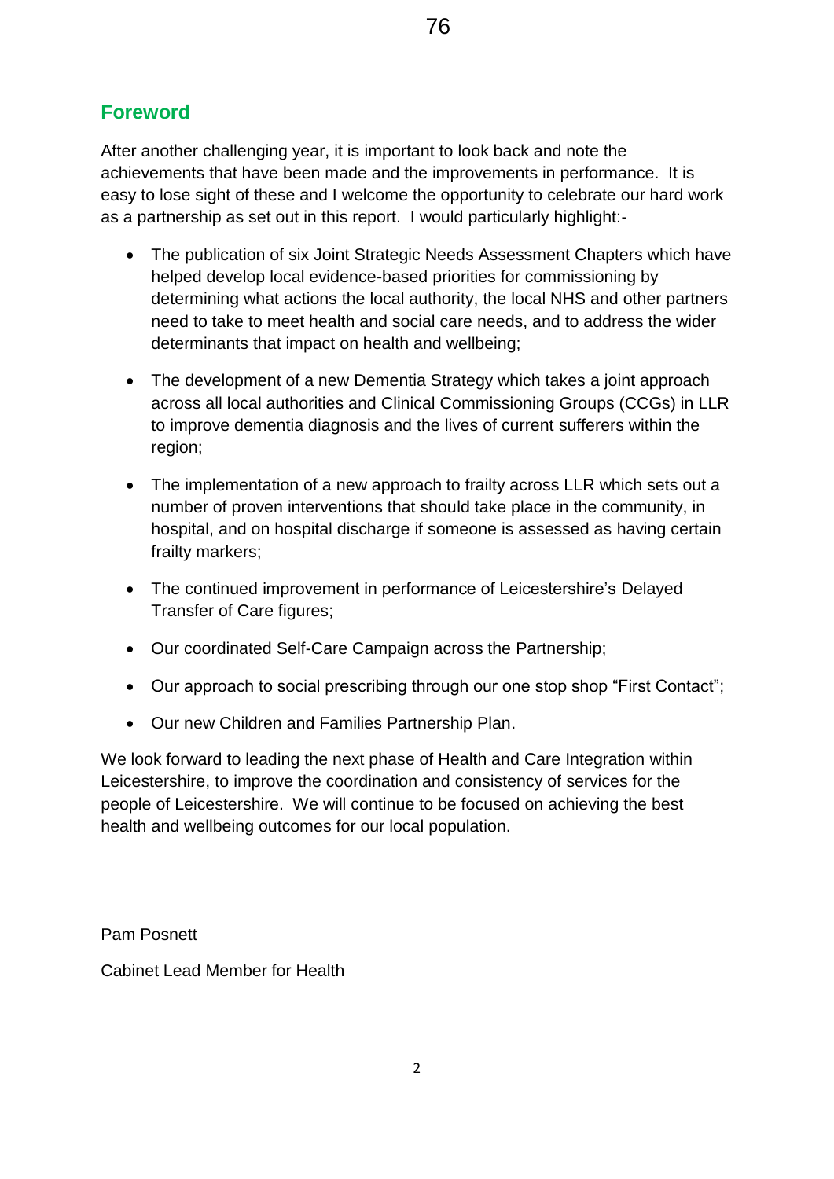## Foreword

After another challenging year, it is important to look back and note the achievements that have been made and the improvements in performance. It is easy to lose sight of these and I welcome the opportunity to celebrate our hard work as a partnership as set out in this report. I would particularly highlight:-

- The publication of six Joint Strategic Needs Assessment Chapters which have helped develop local evidence-based priorities for commissioning by determining what actions the local authority, the local NHS and other partners need to take to meet health and social care needs, and to address the wider determinants that impact on health and wellbeing;

- The development of a new Dementia Strategy which takes a joint approach across all local authorities and Clinical Commissioning Groups (CCGs) in LLR to improve dementia diagnosis and the lives of current sufferers within the region;

- The implementation of a new approach to frailty across LLR which sets out a number of proven interventions that should take place in the community, in hospital, and on hospital discharge if someone is assessed as having certain frailty markers;

- The continued improvement in performance of Leicestershire's Delayed Transfer of Care figures;

- Our coordinated Self-Care Campaign across the Partnership;

- Our approach to social prescribing through our one stop shop "First Contact";

- Our new Children and Families Partnership Plan.

We look forward to leading the next phase of Health and Care Integration within Leicestershire, to improve the coordination and consistency of services for the people of Leicestershire. We will continue to be focused on achieving the best health and wellbeing outcomes for our local population.

Pam Posnett

Cabinet Lead Member for Health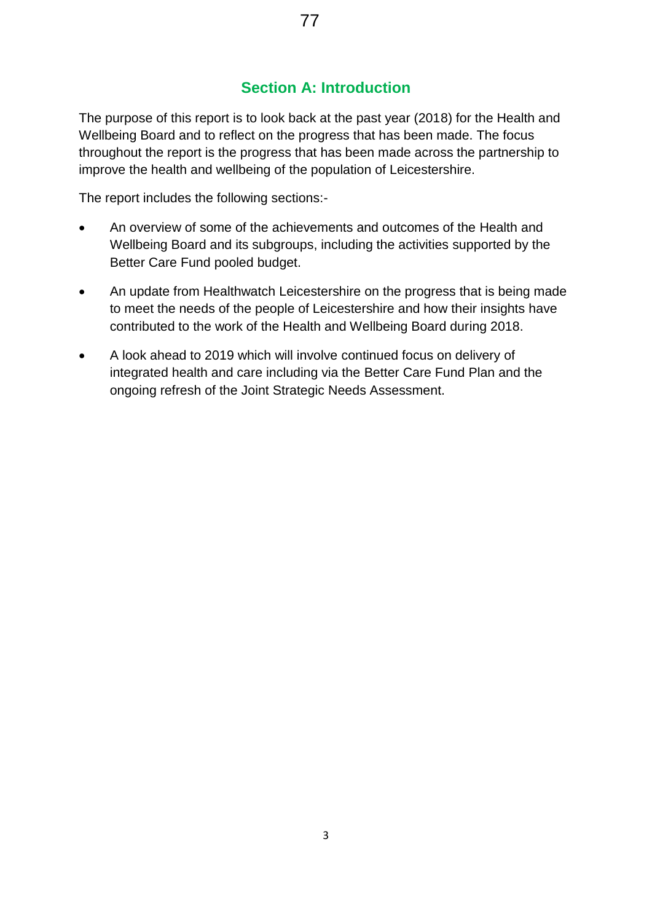## Section A: Introduction

The purpose of this report is to look back at the past year (2018) for the Health and Wellbeing Board and to reflect on the progress that has been made. The focus throughout the report is the progress that has been made across the partnership to improve the health and wellbeing of the population of Leicestershire.

The report includes the following sections:-

- An overview of some of the achievements and outcomes of the Health and Wellbeing Board and its subgroups, including the activities supported by the Better Care Fund pooled budget.
- An update from Healthwatch Leicestershire on the progress that is being made to meet the needs of the people of Leicestershire and how their insights have contributed to the work of the Health and Wellbeing Board during 2018.
- A look ahead to 2019 which will involve continued focus on delivery of integrated health and care including via the Better Care Fund Plan and the ongoing refresh of the Joint Strategic Needs Assessment.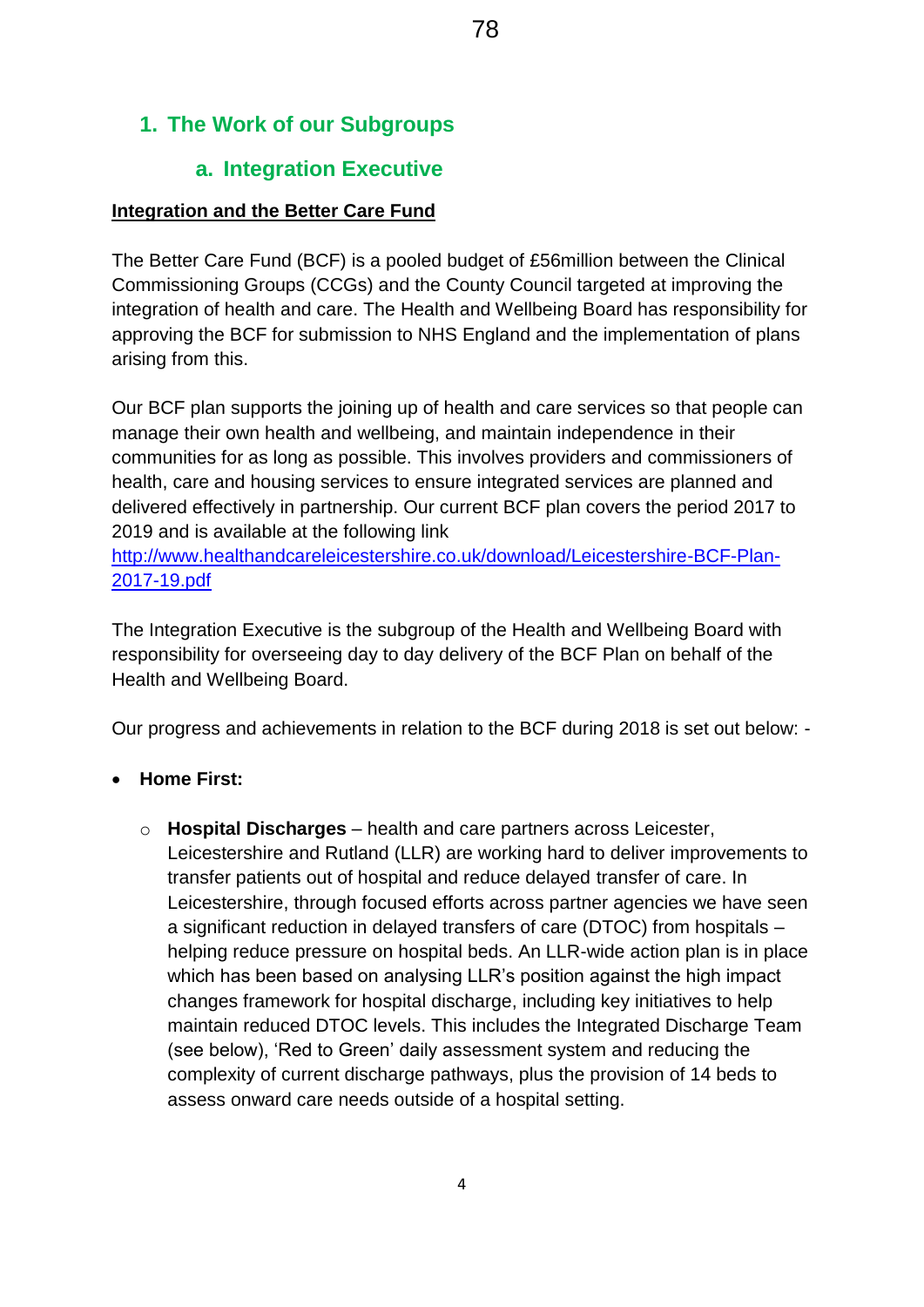# 1. The Work of our Subgroups

## a. Integration Executive

**Integration and the Better Care Fund**

The Better Care Fund (BCF) is a pooled budget of £56million between the Clinical Commissioning Groups (CCGs) and the County Council targeted at improving the integration of health and care. The Health and Wellbeing Board has responsibility for approving the BCF for submission to NHS England and the implementation of plans arising from this.

Our BCF plan supports the joining up of health and care services so that people can manage their own health and wellbeing, and maintain independence in their communities for as long as possible. This involves providers and commissioners of health, care and housing services to ensure integrated services are planned and delivered effectively in partnership. Our current BCF plan covers the period 2017 to 2019 and is available at the following link [http://www.healthandcareleicestershire.co.uk/download/Leicestershire-BCF-Plan-2017-19.pdf](http://www.healthandcareleicestershire.co.uk/download/Leicestershire-BCF-Plan-2017-19.pdf)

The Integration Executive is the subgroup of the Health and Wellbeing Board with responsibility for overseeing day to day delivery of the BCF Plan on behalf of the Health and Wellbeing Board.

Our progress and achievements in relation to the BCF during 2018 is set out below: -

- **Home First:**
  - **Hospital Discharges** – health and care partners across Leicester, Leicestershire and Rutland (LLR) are working hard to deliver improvements to transfer patients out of hospital and reduce delayed transfer of care. In Leicestershire, through focused efforts across partner agencies we have seen a significant reduction in delayed transfers of care (DTOC) from hospitals – helping reduce pressure on hospital beds. An LLR-wide action plan is in place which has been based on analysing LLR's position against the high impact changes framework for hospital discharge, including key initiatives to help maintain reduced DTOC levels. This includes the Integrated Discharge Team (see below), 'Red to Green' daily assessment system and reducing the complexity of current discharge pathways, plus the provision of 14 beds to assess onward care needs outside of a hospital setting.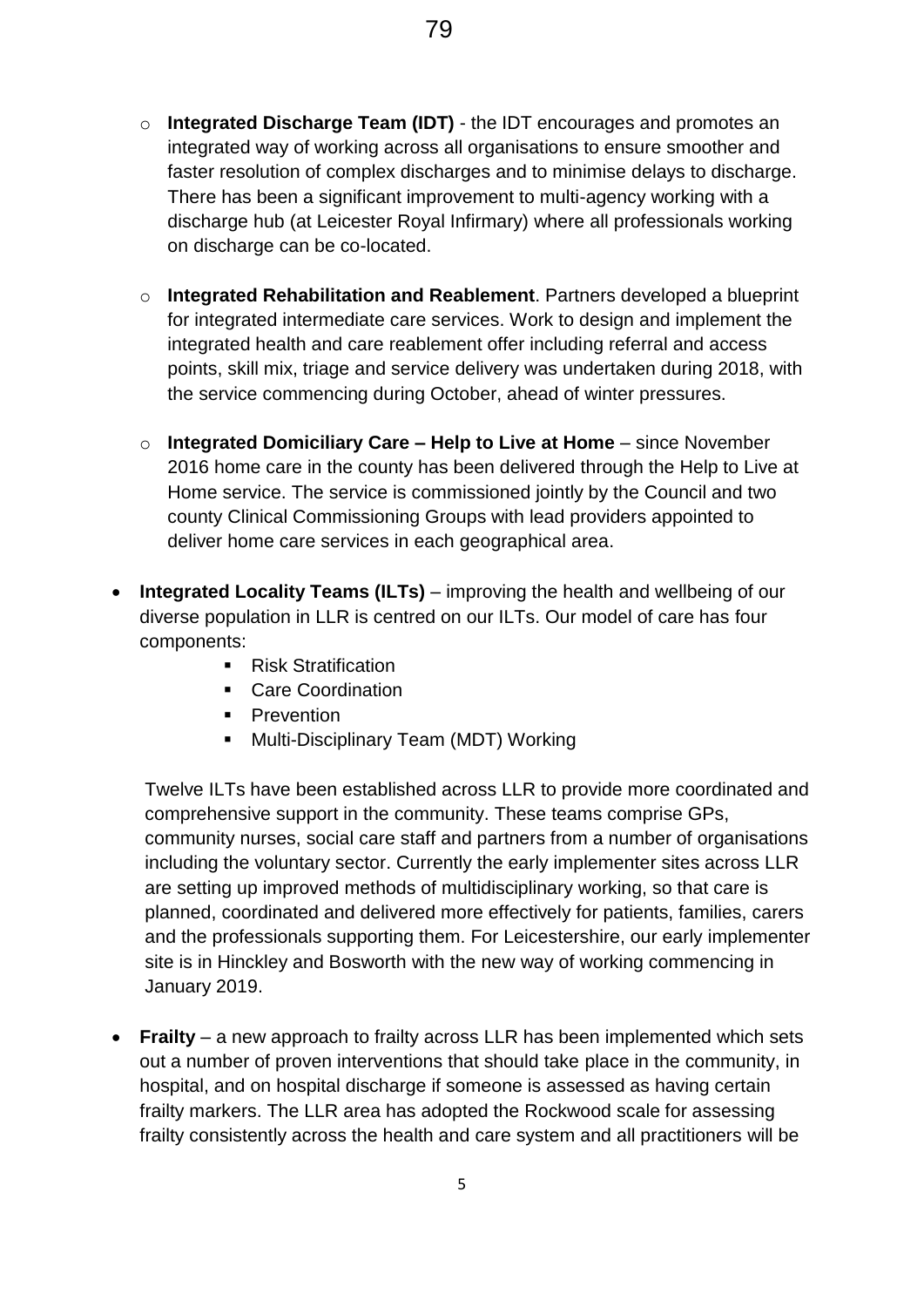- **Integrated Discharge Team (IDT)** - the IDT encourages and promotes an integrated way of working across all organisations to ensure smoother and faster resolution of complex discharges and to minimise delays to discharge. There has been a significant improvement to multi-agency working with a discharge hub (at Leicester Royal Infirmary) where all professionals working on discharge can be co-located.

- **Integrated Rehabilitation and Reablement**. Partners developed a blueprint for integrated intermediate care services. Work to design and implement the integrated health and care reablement offer including referral and access points, skill mix, triage and service delivery was undertaken during 2018, with the service commencing during October, ahead of winter pressures.

- **Integrated Domiciliary Care – Help to Live at Home** – since November 2016 home care in the county has been delivered through the Help to Live at Home service. The service is commissioned jointly by the Council and two county Clinical Commissioning Groups with lead providers appointed to deliver home care services in each geographical area.

- **Integrated Locality Teams (ILTs)** – improving the health and wellbeing of our diverse population in LLR is centred on our ILTs. Our model of care has four components:
  - Risk Stratification
  - Care Coordination
  - Prevention
  - Multi-Disciplinary Team (MDT) Working

  Twelve ILTs have been established across LLR to provide more coordinated and comprehensive support in the community. These teams comprise GPs, community nurses, social care staff and partners from a number of organisations including the voluntary sector. Currently the early implementer sites across LLR are setting up improved methods of multidisciplinary working, so that care is planned, coordinated and delivered more effectively for patients, families, carers and the professionals supporting them. For Leicestershire, our early implementer site is in Hinckley and Bosworth with the new way of working commencing in January 2019.

- **Frailty** – a new approach to frailty across LLR has been implemented which sets out a number of proven interventions that should take place in the community, in hospital, and on hospital discharge if someone is assessed as having certain frailty markers. The LLR area has adopted the Rockwood scale for assessing frailty consistently across the health and care system and all practitioners will be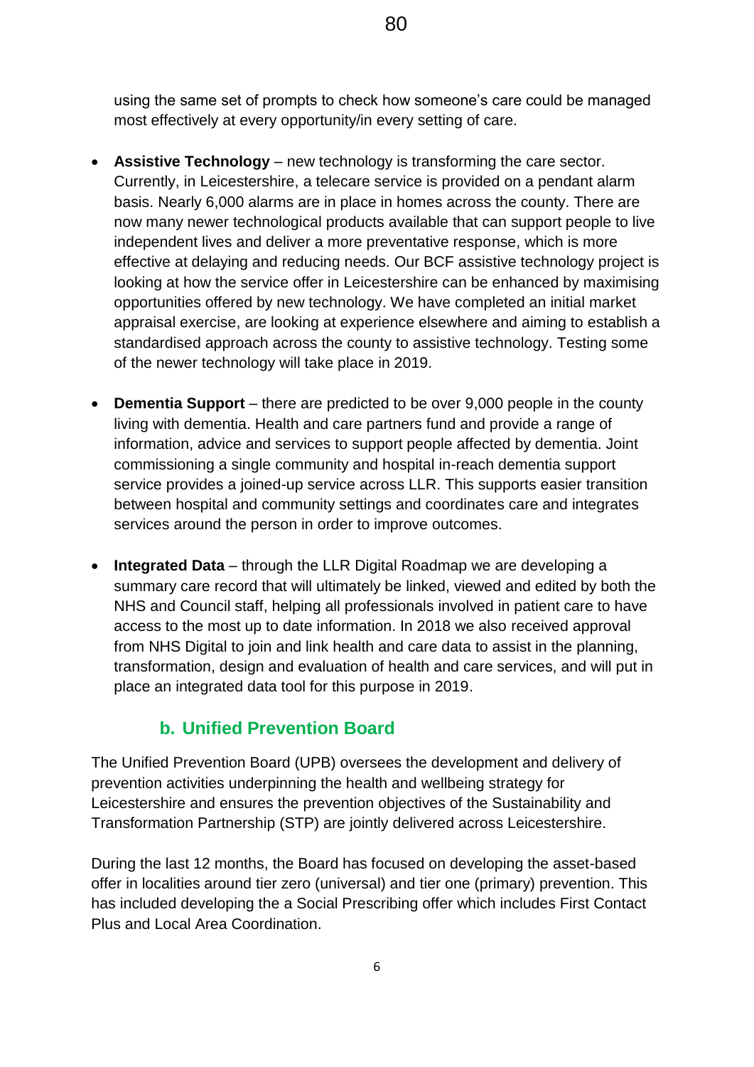using the same set of prompts to check how someone's care could be managed most effectively at every opportunity/in every setting of care.

- **Assistive Technology** – new technology is transforming the care sector. Currently, in Leicestershire, a telecare service is provided on a pendant alarm basis. Nearly 6,000 alarms are in place in homes across the county. There are now many newer technological products available that can support people to live independent lives and deliver a more preventative response, which is more effective at delaying and reducing needs. Our BCF assistive technology project is looking at how the service offer in Leicestershire can be enhanced by maximising opportunities offered by new technology. We have completed an initial market appraisal exercise, are looking at experience elsewhere and aiming to establish a standardised approach across the county to assistive technology. Testing some of the newer technology will take place in 2019.

- **Dementia Support** – there are predicted to be over 9,000 people in the county living with dementia. Health and care partners fund and provide a range of information, advice and services to support people affected by dementia. Joint commissioning a single community and hospital in-reach dementia support service provides a joined-up service across LLR. This supports easier transition between hospital and community settings and coordinates care and integrates services around the person in order to improve outcomes.

- **Integrated Data** – through the LLR Digital Roadmap we are developing a summary care record that will ultimately be linked, viewed and edited by both the NHS and Council staff, helping all professionals involved in patient care to have access to the most up to date information. In 2018 we also received approval from NHS Digital to join and link health and care data to assist in the planning, transformation, design and evaluation of health and care services, and will put in place an integrated data tool for this purpose in 2019.

## b. Unified Prevention Board

The Unified Prevention Board (UPB) oversees the development and delivery of prevention activities underpinning the health and wellbeing strategy for Leicestershire and ensures the prevention objectives of the Sustainability and Transformation Partnership (STP) are jointly delivered across Leicestershire.

During the last 12 months, the Board has focused on developing the asset-based offer in localities around tier zero (universal) and tier one (primary) prevention. This has included developing the a Social Prescribing offer which includes First Contact Plus and Local Area Coordination.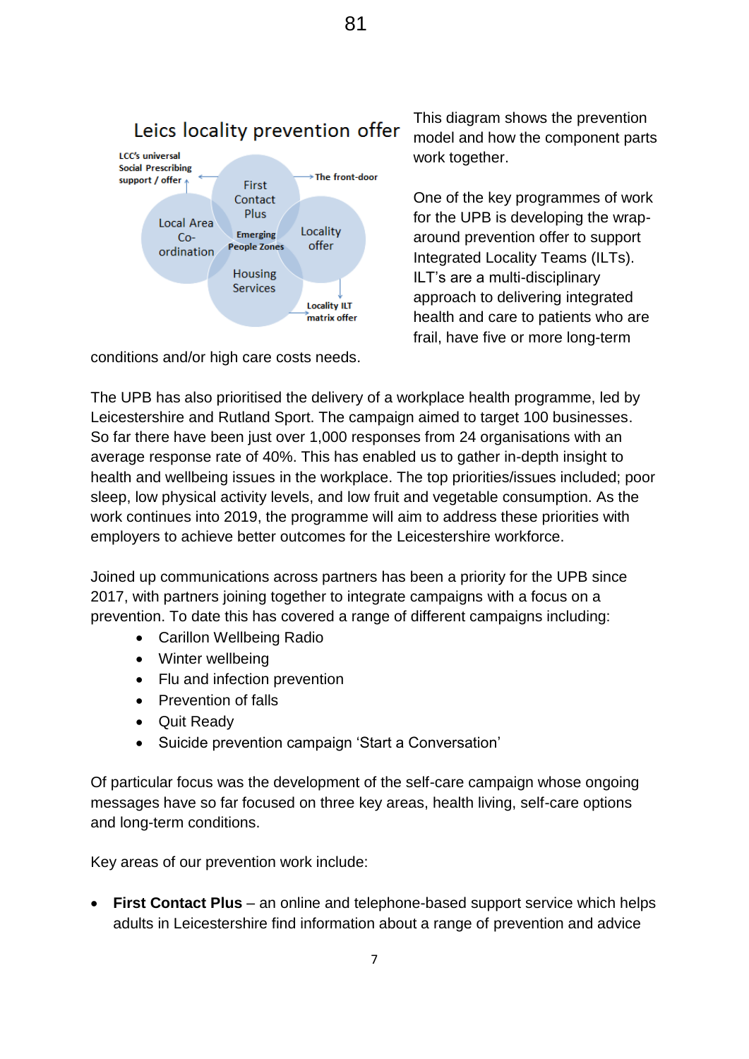Leics locality prevention offer

LCC's universal Social Prescribing support / offer

First Contact Plus

The front-door

Local Area Co-ordination

Emerging People Zones

Locality offer

Housing Services

Locality ILT matrix offer

This diagram shows the prevention model and how the component parts work together.

One of the key programmes of work for the UPB is developing the wrap-around prevention offer to support Integrated Locality Teams (ILTs). ILT's are a multi-disciplinary approach to delivering integrated health and care to patients who are frail, have five or more long-term conditions and/or high care costs needs.

The UPB has also prioritised the delivery of a workplace health programme, led by Leicestershire and Rutland Sport. The campaign aimed to target 100 businesses. So far there have been just over 1,000 responses from 24 organisations with an average response rate of 40%. This has enabled us to gather in-depth insight to health and wellbeing issues in the workplace. The top priorities/issues included; poor sleep, low physical activity levels, and low fruit and vegetable consumption. As the work continues into 2019, the programme will aim to address these priorities with employers to achieve better outcomes for the Leicestershire workforce.

Joined up communications across partners has been a priority for the UPB since 2017, with partners joining together to integrate campaigns with a focus on a prevention. To date this has covered a range of different campaigns including:

- Carillon Wellbeing Radio
- Winter wellbeing
- Flu and infection prevention
- Prevention of falls
- Quit Ready
- Suicide prevention campaign 'Start a Conversation'

Of particular focus was the development of the self-care campaign whose ongoing messages have so far focused on three key areas, health living, self-care options and long-term conditions.

Key areas of our prevention work include:

- **First Contact Plus** – an online and telephone-based support service which helps adults in Leicestershire find information about a range of prevention and advice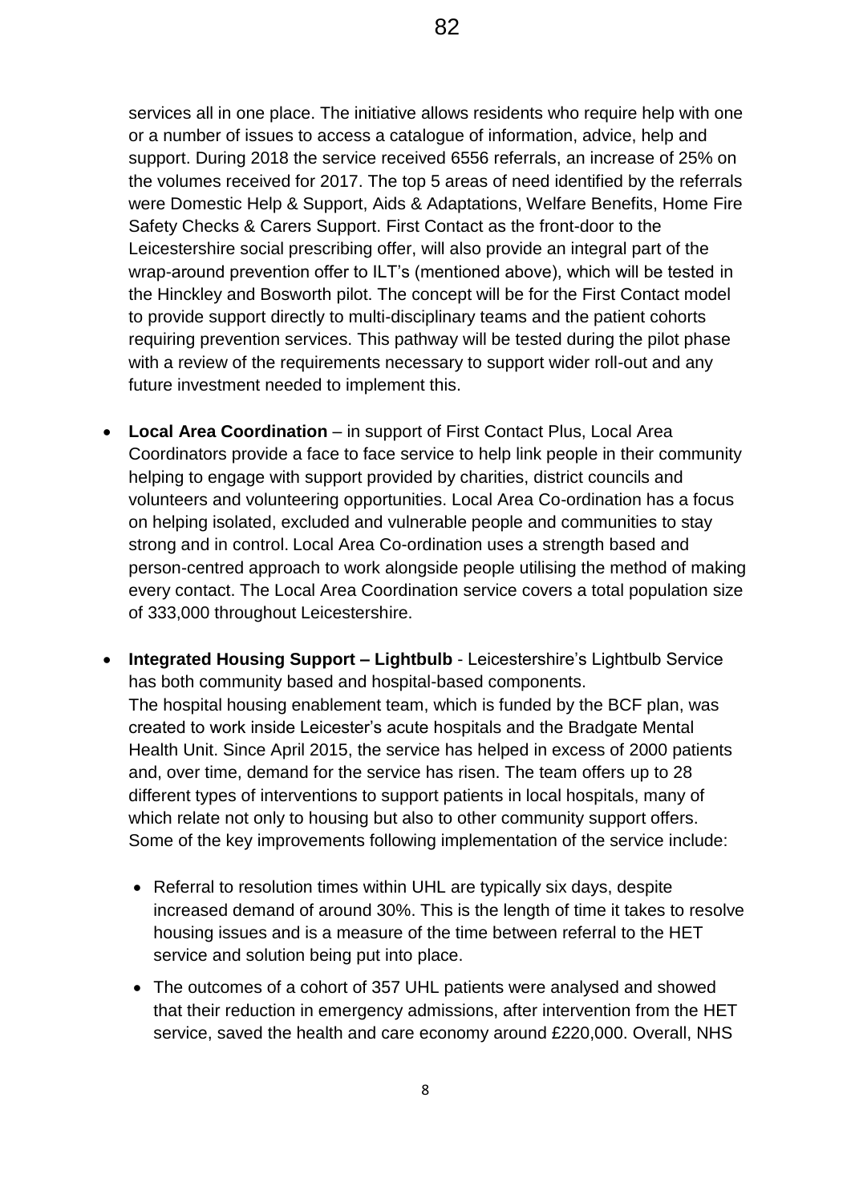services all in one place. The initiative allows residents who require help with one or a number of issues to access a catalogue of information, advice, help and support. During 2018 the service received 6556 referrals, an increase of 25% on the volumes received for 2017. The top 5 areas of need identified by the referrals were Domestic Help & Support, Aids & Adaptations, Welfare Benefits, Home Fire Safety Checks & Carers Support. First Contact as the front-door to the Leicestershire social prescribing offer, will also provide an integral part of the wrap-around prevention offer to ILT's (mentioned above), which will be tested in the Hinckley and Bosworth pilot. The concept will be for the First Contact model to provide support directly to multi-disciplinary teams and the patient cohorts requiring prevention services. This pathway will be tested during the pilot phase with a review of the requirements necessary to support wider roll-out and any future investment needed to implement this.

- **Local Area Coordination** – in support of First Contact Plus, Local Area Coordinators provide a face to face service to help link people in their community helping to engage with support provided by charities, district councils and volunteers and volunteering opportunities. Local Area Co-ordination has a focus on helping isolated, excluded and vulnerable people and communities to stay strong and in control. Local Area Co-ordination uses a strength based and person-centred approach to work alongside people utilising the method of making every contact. The Local Area Coordination service covers a total population size of 333,000 throughout Leicestershire.

- **Integrated Housing Support – Lightbulb** - Leicestershire's Lightbulb Service has both community based and hospital-based components.
  The hospital housing enablement team, which is funded by the BCF plan, was created to work inside Leicester's acute hospitals and the Bradgate Mental Health Unit. Since April 2015, the service has helped in excess of 2000 patients and, over time, demand for the service has risen. The team offers up to 28 different types of interventions to support patients in local hospitals, many of which relate not only to housing but also to other community support offers. Some of the key improvements following implementation of the service include:

  - Referral to resolution times within UHL are typically six days, despite increased demand of around 30%. This is the length of time it takes to resolve housing issues and is a measure of the time between referral to the HET service and solution being put into place.

  - The outcomes of a cohort of 357 UHL patients were analysed and showed that their reduction in emergency admissions, after intervention from the HET service, saved the health and care economy around £220,000. Overall, NHS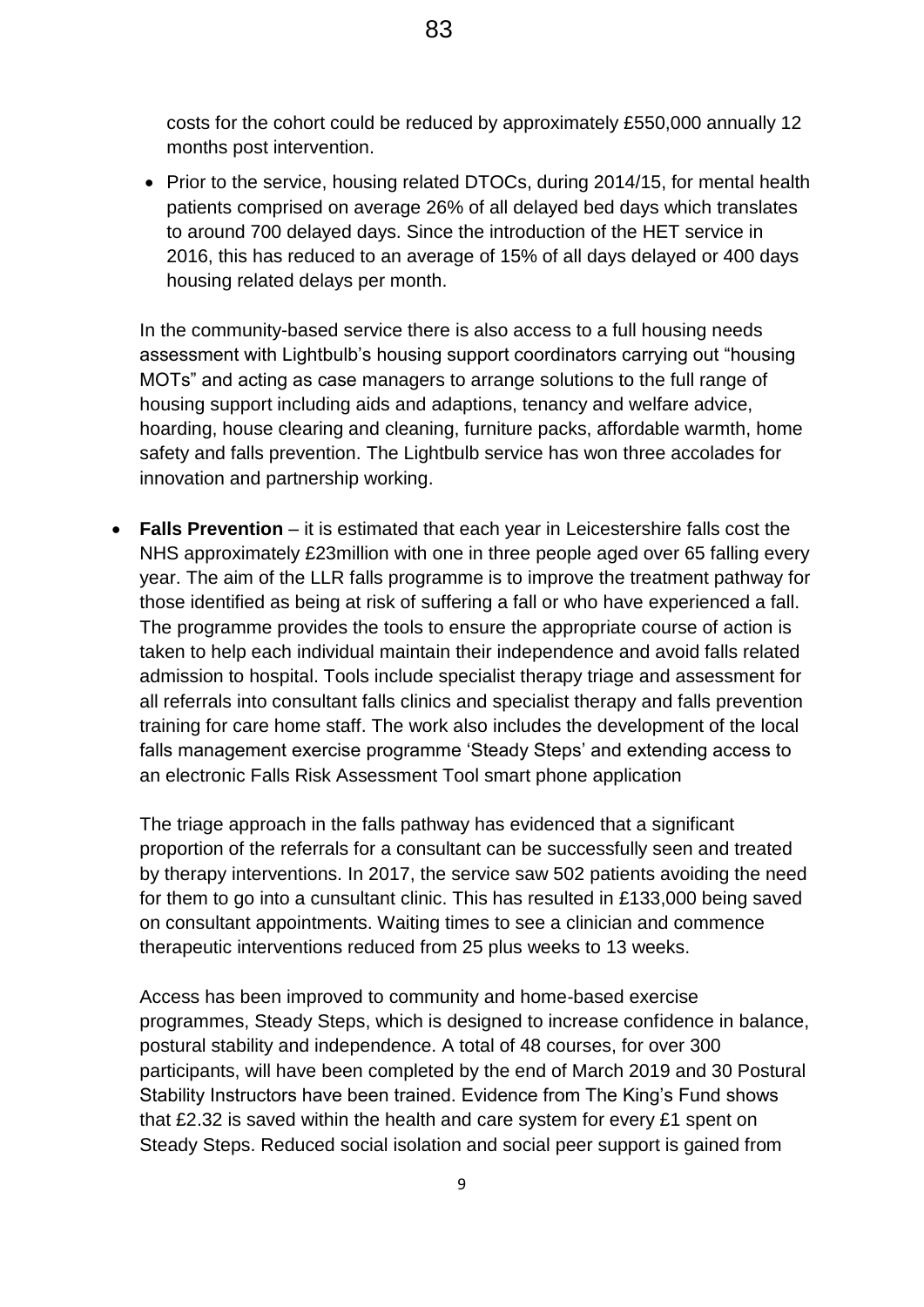costs for the cohort could be reduced by approximately £550,000 annually 12 months post intervention.

- Prior to the service, housing related DTOCs, during 2014/15, for mental health patients comprised on average 26% of all delayed bed days which translates to around 700 delayed days. Since the introduction of the HET service in 2016, this has reduced to an average of 15% of all days delayed or 400 days housing related delays per month.

In the community-based service there is also access to a full housing needs assessment with Lightbulb's housing support coordinators carrying out "housing MOTs" and acting as case managers to arrange solutions to the full range of housing support including aids and adaptions, tenancy and welfare advice, hoarding, house clearing and cleaning, furniture packs, affordable warmth, home safety and falls prevention. The Lightbulb service has won three accolades for innovation and partnership working.

- **Falls Prevention** – it is estimated that each year in Leicestershire falls cost the NHS approximately £23million with one in three people aged over 65 falling every year. The aim of the LLR falls programme is to improve the treatment pathway for those identified as being at risk of suffering a fall or who have experienced a fall. The programme provides the tools to ensure the appropriate course of action is taken to help each individual maintain their independence and avoid falls related admission to hospital. Tools include specialist therapy triage and assessment for all referrals into consultant falls clinics and specialist therapy and falls prevention training for care home staff. The work also includes the development of the local falls management exercise programme 'Steady Steps' and extending access to an electronic Falls Risk Assessment Tool smart phone application

  The triage approach in the falls pathway has evidenced that a significant proportion of the referrals for a consultant can be successfully seen and treated by therapy interventions. In 2017, the service saw 502 patients avoiding the need for them to go into a cunsultant clinic. This has resulted in £133,000 being saved on consultant appointments. Waiting times to see a clinician and commence therapeutic interventions reduced from 25 plus weeks to 13 weeks.

  Access has been improved to community and home-based exercise programmes, Steady Steps, which is designed to increase confidence in balance, postural stability and independence. A total of 48 courses, for over 300 participants, will have been completed by the end of March 2019 and 30 Postural Stability Instructors have been trained. Evidence from The King's Fund shows that £2.32 is saved within the health and care system for every £1 spent on Steady Steps. Reduced social isolation and social peer support is gained from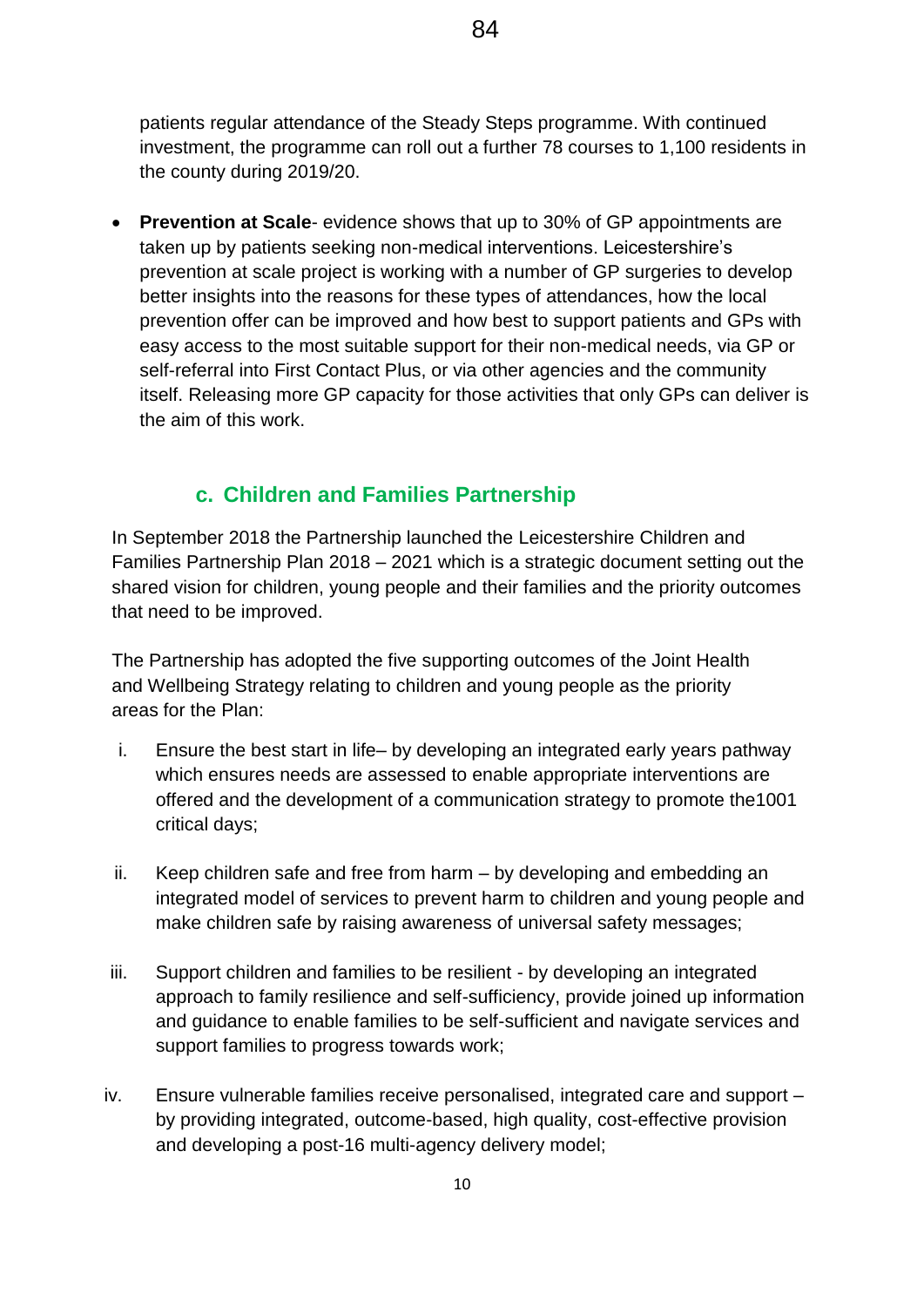patients regular attendance of the Steady Steps programme. With continued investment, the programme can roll out a further 78 courses to 1,100 residents in the county during 2019/20.

- **Prevention at Scale**- evidence shows that up to 30% of GP appointments are taken up by patients seeking non-medical interventions. Leicestershire's prevention at scale project is working with a number of GP surgeries to develop better insights into the reasons for these types of attendances, how the local prevention offer can be improved and how best to support patients and GPs with easy access to the most suitable support for their non-medical needs, via GP or self-referral into First Contact Plus, or via other agencies and the community itself. Releasing more GP capacity for those activities that only GPs can deliver is the aim of this work.

### c. Children and Families Partnership

In September 2018 the Partnership launched the Leicestershire Children and Families Partnership Plan 2018 – 2021 which is a strategic document setting out the shared vision for children, young people and their families and the priority outcomes that need to be improved.

The Partnership has adopted the five supporting outcomes of the Joint Health and Wellbeing Strategy relating to children and young people as the priority areas for the Plan:

i. Ensure the best start in life– by developing an integrated early years pathway which ensures needs are assessed to enable appropriate interventions are offered and the development of a communication strategy to promote the1001 critical days;

ii. Keep children safe and free from harm – by developing and embedding an integrated model of services to prevent harm to children and young people and make children safe by raising awareness of universal safety messages;

iii. Support children and families to be resilient - by developing an integrated approach to family resilience and self-sufficiency, provide joined up information and guidance to enable families to be self-sufficient and navigate services and support families to progress towards work;

iv. Ensure vulnerable families receive personalised, integrated care and support – by providing integrated, outcome-based, high quality, cost-effective provision and developing a post-16 multi-agency delivery model;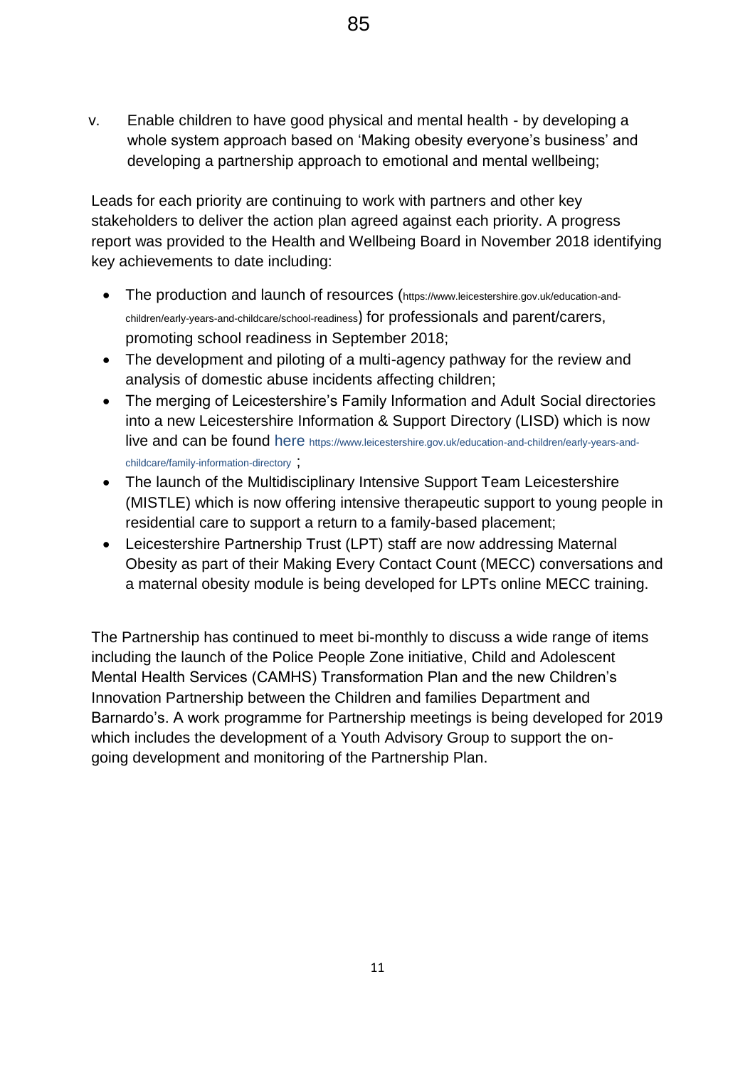v. Enable children to have good physical and mental health - by developing a whole system approach based on 'Making obesity everyone's business' and developing a partnership approach to emotional and mental wellbeing;

Leads for each priority are continuing to work with partners and other key stakeholders to deliver the action plan agreed against each priority. A progress report was provided to the Health and Wellbeing Board in November 2018 identifying key achievements to date including:

- The production and launch of resources (https://www.leicestershire.gov.uk/education-and-children/early-years-and-childcare/school-readiness) for professionals and parent/carers, promoting school readiness in September 2018;
- The development and piloting of a multi-agency pathway for the review and analysis of domestic abuse incidents affecting children;
- The merging of Leicestershire's Family Information and Adult Social directories into a new Leicestershire Information & Support Directory (LISD) which is now live and can be found here https://www.leicestershire.gov.uk/education-and-children/early-years-and-childcare/family-information-directory ;
- The launch of the Multidisciplinary Intensive Support Team Leicestershire (MISTLE) which is now offering intensive therapeutic support to young people in residential care to support a return to a family-based placement;
- Leicestershire Partnership Trust (LPT) staff are now addressing Maternal Obesity as part of their Making Every Contact Count (MECC) conversations and a maternal obesity module is being developed for LPTs online MECC training.

The Partnership has continued to meet bi-monthly to discuss a wide range of items including the launch of the Police People Zone initiative, Child and Adolescent Mental Health Services (CAMHS) Transformation Plan and the new Children's Innovation Partnership between the Children and families Department and Barnardo's. A work programme for Partnership meetings is being developed for 2019 which includes the development of a Youth Advisory Group to support the on-going development and monitoring of the Partnership Plan.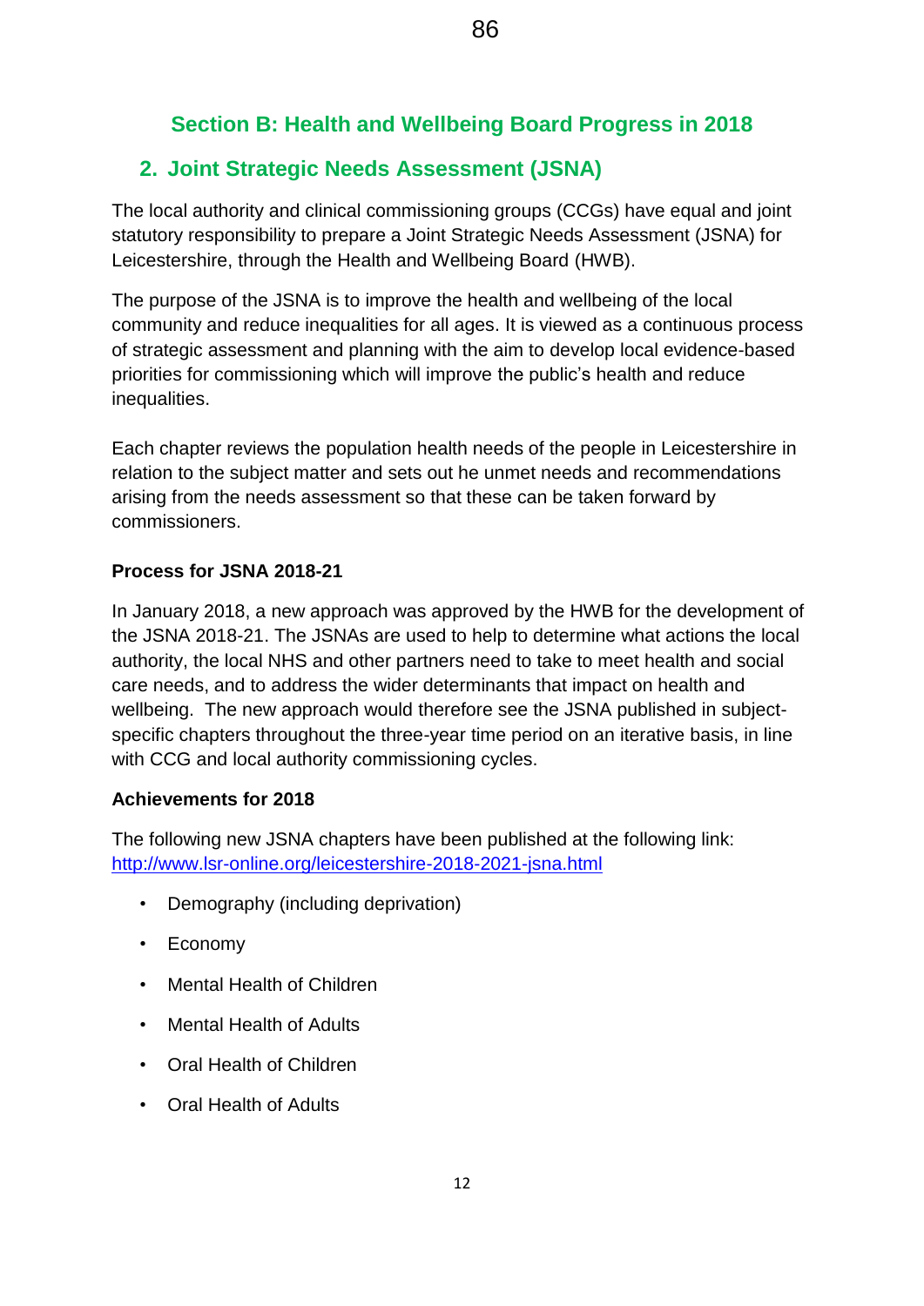## Section B: Health and Wellbeing Board Progress in 2018

### 2. Joint Strategic Needs Assessment (JSNA)

The local authority and clinical commissioning groups (CCGs) have equal and joint statutory responsibility to prepare a Joint Strategic Needs Assessment (JSNA) for Leicestershire, through the Health and Wellbeing Board (HWB).

The purpose of the JSNA is to improve the health and wellbeing of the local community and reduce inequalities for all ages. It is viewed as a continuous process of strategic assessment and planning with the aim to develop local evidence-based priorities for commissioning which will improve the public's health and reduce inequalities.

Each chapter reviews the population health needs of the people in Leicestershire in relation to the subject matter and sets out he unmet needs and recommendations arising from the needs assessment so that these can be taken forward by commissioners.

**Process for JSNA 2018-21**

In January 2018, a new approach was approved by the HWB for the development of the JSNA 2018-21. The JSNAs are used to help to determine what actions the local authority, the local NHS and other partners need to take to meet health and social care needs, and to address the wider determinants that impact on health and wellbeing. The new approach would therefore see the JSNA published in subject-specific chapters throughout the three-year time period on an iterative basis, in line with CCG and local authority commissioning cycles.

**Achievements for 2018**

The following new JSNA chapters have been published at the following link: [http://www.lsr-online.org/leicestershire-2018-2021-jsna.html](http://www.lsr-online.org/leicestershire-2018-2021-jsna.html)

- Demography (including deprivation)
- Economy
- Mental Health of Children
- Mental Health of Adults
- Oral Health of Children
- Oral Health of Adults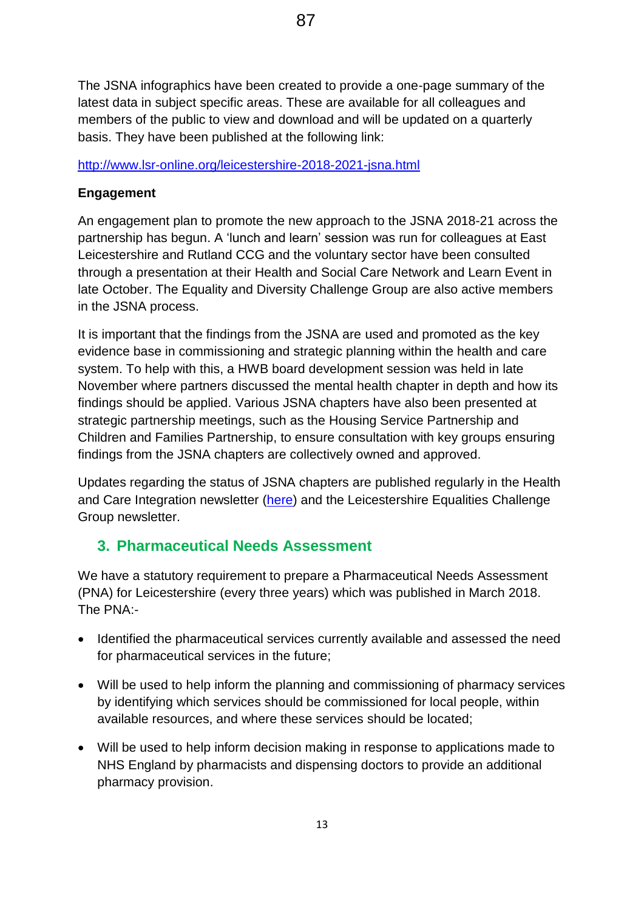The JSNA infographics have been created to provide a one-page summary of the latest data in subject specific areas. These are available for all colleagues and members of the public to view and download and will be updated on a quarterly basis. They have been published at the following link:

[http://www.lsr-online.org/leicestershire-2018-2021-jsna.html](http://www.lsr-online.org/leicestershire-2018-2021-jsna.html)

**Engagement**

An engagement plan to promote the new approach to the JSNA 2018-21 across the partnership has begun. A 'lunch and learn' session was run for colleagues at East Leicestershire and Rutland CCG and the voluntary sector have been consulted through a presentation at their Health and Social Care Network and Learn Event in late October. The Equality and Diversity Challenge Group are also active members in the JSNA process.

It is important that the findings from the JSNA are used and promoted as the key evidence base in commissioning and strategic planning within the health and care system. To help with this, a HWB board development session was held in late November where partners discussed the mental health chapter in depth and how its findings should be applied. Various JSNA chapters have also been presented at strategic partnership meetings, such as the Housing Service Partnership and Children and Families Partnership, to ensure consultation with key groups ensuring findings from the JSNA chapters are collectively owned and approved.

Updates regarding the status of JSNA chapters are published regularly in the Health and Care Integration newsletter (here) and the Leicestershire Equalities Challenge Group newsletter.

## 3. Pharmaceutical Needs Assessment

We have a statutory requirement to prepare a Pharmaceutical Needs Assessment (PNA) for Leicestershire (every three years) which was published in March 2018. The PNA:-

- Identified the pharmaceutical services currently available and assessed the need for pharmaceutical services in the future;
- Will be used to help inform the planning and commissioning of pharmacy services by identifying which services should be commissioned for local people, within available resources, and where these services should be located;
- Will be used to help inform decision making in response to applications made to NHS England by pharmacists and dispensing doctors to provide an additional pharmacy provision.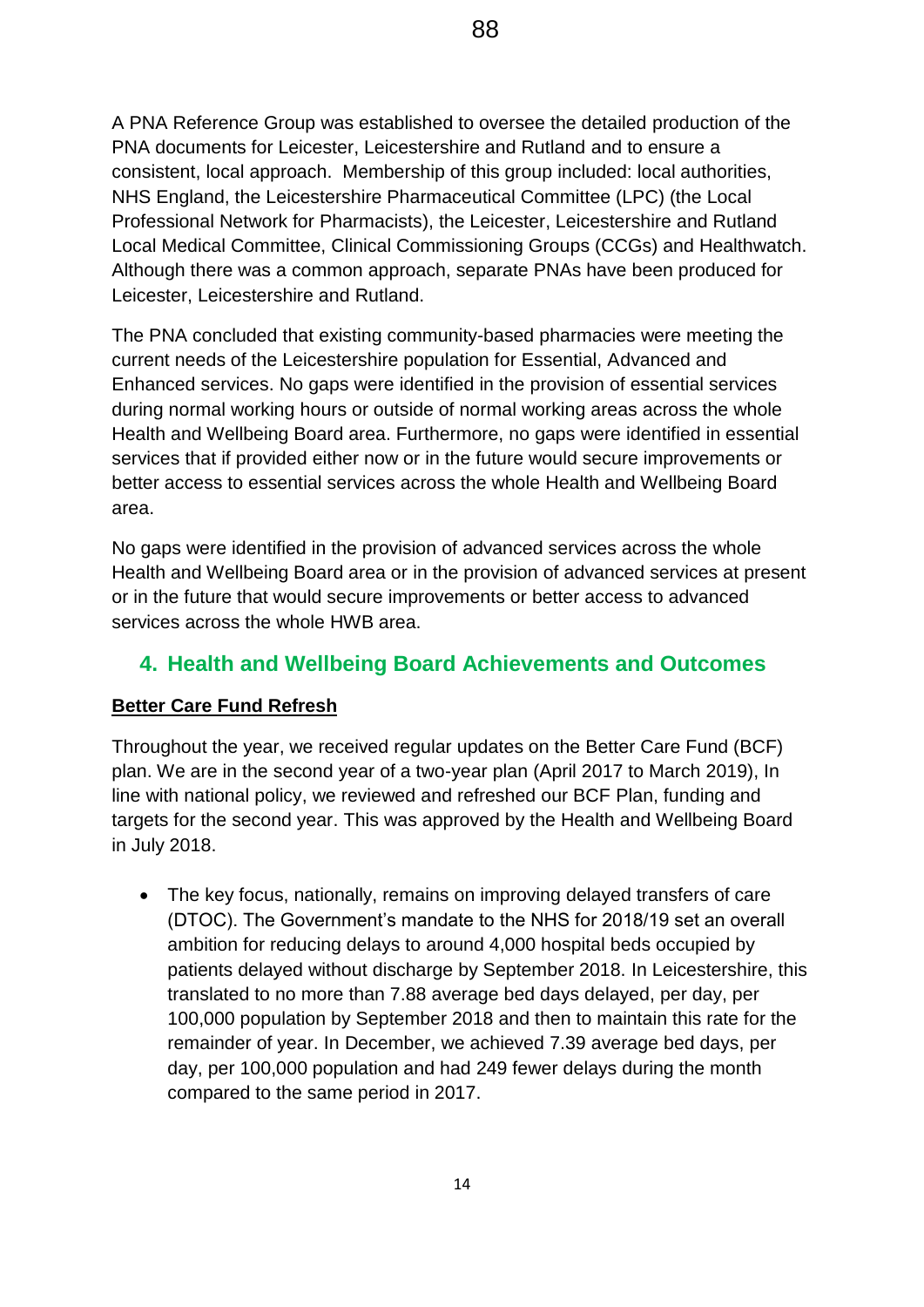A PNA Reference Group was established to oversee the detailed production of the PNA documents for Leicester, Leicestershire and Rutland and to ensure a consistent, local approach. Membership of this group included: local authorities, NHS England, the Leicestershire Pharmaceutical Committee (LPC) (the Local Professional Network for Pharmacists), the Leicester, Leicestershire and Rutland Local Medical Committee, Clinical Commissioning Groups (CCGs) and Healthwatch. Although there was a common approach, separate PNAs have been produced for Leicester, Leicestershire and Rutland.

The PNA concluded that existing community-based pharmacies were meeting the current needs of the Leicestershire population for Essential, Advanced and Enhanced services. No gaps were identified in the provision of essential services during normal working hours or outside of normal working areas across the whole Health and Wellbeing Board area. Furthermore, no gaps were identified in essential services that if provided either now or in the future would secure improvements or better access to essential services across the whole Health and Wellbeing Board area.

No gaps were identified in the provision of advanced services across the whole Health and Wellbeing Board area or in the provision of advanced services at present or in the future that would secure improvements or better access to advanced services across the whole HWB area.

## 4. Health and Wellbeing Board Achievements and Outcomes

**Better Care Fund Refresh**

Throughout the year, we received regular updates on the Better Care Fund (BCF) plan. We are in the second year of a two-year plan (April 2017 to March 2019), In line with national policy, we reviewed and refreshed our BCF Plan, funding and targets for the second year. This was approved by the Health and Wellbeing Board in July 2018.

- The key focus, nationally, remains on improving delayed transfers of care (DTOC). The Government's mandate to the NHS for 2018/19 set an overall ambition for reducing delays to around 4,000 hospital beds occupied by patients delayed without discharge by September 2018. In Leicestershire, this translated to no more than 7.88 average bed days delayed, per day, per 100,000 population by September 2018 and then to maintain this rate for the remainder of year. In December, we achieved 7.39 average bed days, per day, per 100,000 population and had 249 fewer delays during the month compared to the same period in 2017.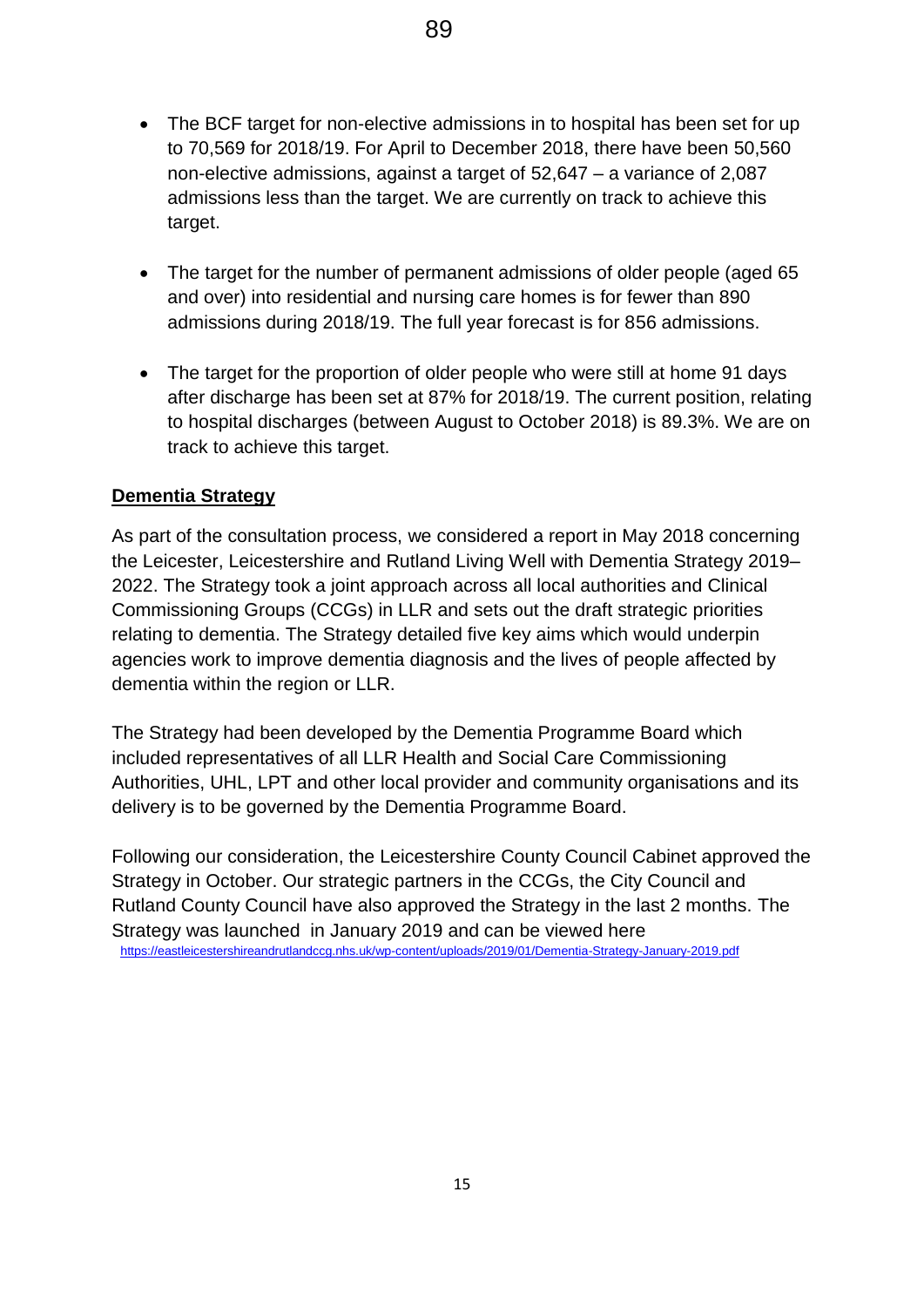- The BCF target for non-elective admissions in to hospital has been set for up to 70,569 for 2018/19. For April to December 2018, there have been 50,560 non-elective admissions, against a target of 52,647 – a variance of 2,087 admissions less than the target. We are currently on track to achieve this target.

- The target for the number of permanent admissions of older people (aged 65 and over) into residential and nursing care homes is for fewer than 890 admissions during 2018/19. The full year forecast is for 856 admissions.

- The target for the proportion of older people who were still at home 91 days after discharge has been set at 87% for 2018/19. The current position, relating to hospital discharges (between August to October 2018) is 89.3%. We are on track to achieve this target.

**Dementia Strategy**

As part of the consultation process, we considered a report in May 2018 concerning the Leicester, Leicestershire and Rutland Living Well with Dementia Strategy 2019–2022. The Strategy took a joint approach across all local authorities and Clinical Commissioning Groups (CCGs) in LLR and sets out the draft strategic priorities relating to dementia. The Strategy detailed five key aims which would underpin agencies work to improve dementia diagnosis and the lives of people affected by dementia within the region or LLR.

The Strategy had been developed by the Dementia Programme Board which included representatives of all LLR Health and Social Care Commissioning Authorities, UHL, LPT and other local provider and community organisations and its delivery is to be governed by the Dementia Programme Board.

Following our consideration, the Leicestershire County Council Cabinet approved the Strategy in October. Our strategic partners in the CCGs, the City Council and Rutland County Council have also approved the Strategy in the last 2 months. The Strategy was launched in January 2019 and can be viewed here https://eastleicestershireandrutlandccg.nhs.uk/wp-content/uploads/2019/01/Dementia-Strategy-January-2019.pdf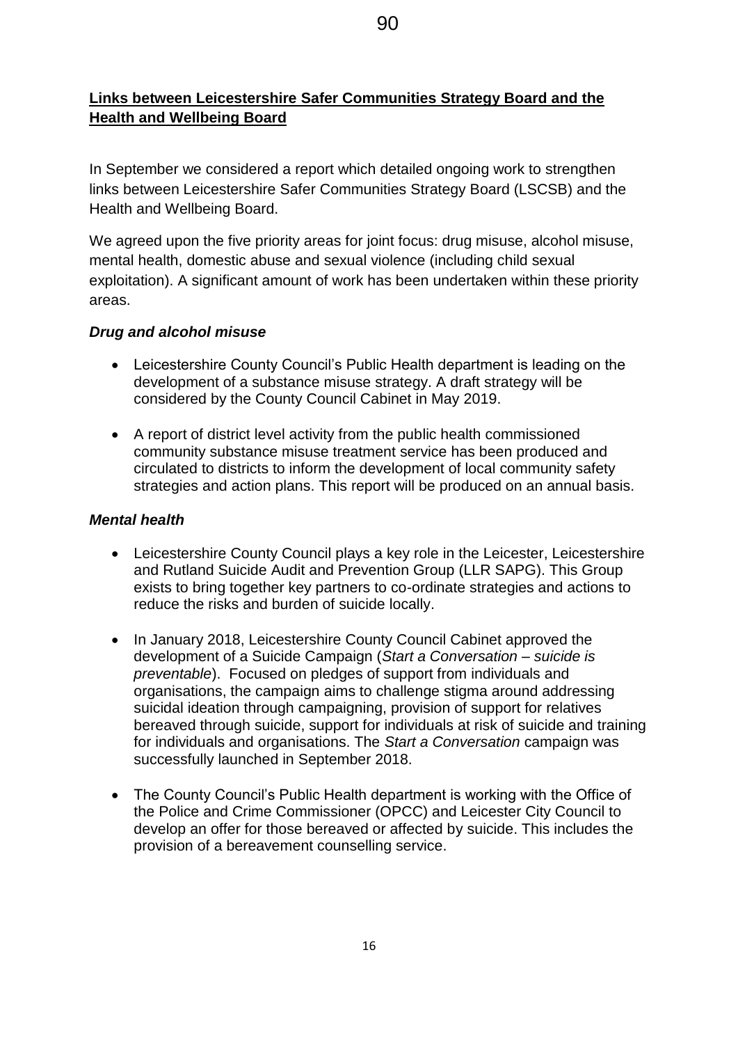## Links between Leicestershire Safer Communities Strategy Board and the Health and Wellbeing Board

In September we considered a report which detailed ongoing work to strengthen links between Leicestershire Safer Communities Strategy Board (LSCSB) and the Health and Wellbeing Board.

We agreed upon the five priority areas for joint focus: drug misuse, alcohol misuse, mental health, domestic abuse and sexual violence (including child sexual exploitation). A significant amount of work has been undertaken within these priority areas.

### *Drug and alcohol misuse*

- Leicestershire County Council's Public Health department is leading on the development of a substance misuse strategy. A draft strategy will be considered by the County Council Cabinet in May 2019.
- A report of district level activity from the public health commissioned community substance misuse treatment service has been produced and circulated to districts to inform the development of local community safety strategies and action plans. This report will be produced on an annual basis.

### *Mental health*

- Leicestershire County Council plays a key role in the Leicester, Leicestershire and Rutland Suicide Audit and Prevention Group (LLR SAPG). This Group exists to bring together key partners to co-ordinate strategies and actions to reduce the risks and burden of suicide locally.
- In January 2018, Leicestershire County Council Cabinet approved the development of a Suicide Campaign (*Start a Conversation – suicide is preventable*). Focused on pledges of support from individuals and organisations, the campaign aims to challenge stigma around addressing suicidal ideation through campaigning, provision of support for relatives bereaved through suicide, support for individuals at risk of suicide and training for individuals and organisations. The *Start a Conversation* campaign was successfully launched in September 2018.
- The County Council's Public Health department is working with the Office of the Police and Crime Commissioner (OPCC) and Leicester City Council to develop an offer for those bereaved or affected by suicide. This includes the provision of a bereavement counselling service.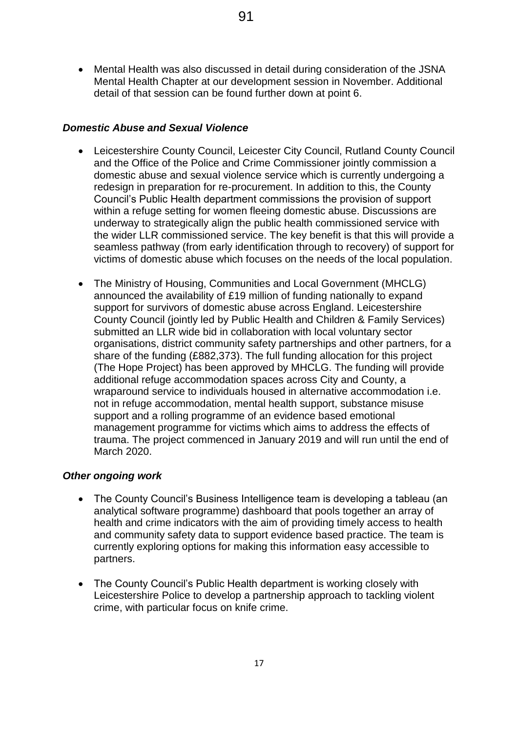- Mental Health was also discussed in detail during consideration of the JSNA Mental Health Chapter at our development session in November. Additional detail of that session can be found further down at point 6.

### *Domestic Abuse and Sexual Violence*

- Leicestershire County Council, Leicester City Council, Rutland County Council and the Office of the Police and Crime Commissioner jointly commission a domestic abuse and sexual violence service which is currently undergoing a redesign in preparation for re-procurement. In addition to this, the County Council's Public Health department commissions the provision of support within a refuge setting for women fleeing domestic abuse. Discussions are underway to strategically align the public health commissioned service with the wider LLR commissioned service. The key benefit is that this will provide a seamless pathway (from early identification through to recovery) of support for victims of domestic abuse which focuses on the needs of the local population.

- The Ministry of Housing, Communities and Local Government (MHCLG) announced the availability of £19 million of funding nationally to expand support for survivors of domestic abuse across England. Leicestershire County Council (jointly led by Public Health and Children & Family Services) submitted an LLR wide bid in collaboration with local voluntary sector organisations, district community safety partnerships and other partners, for a share of the funding (£882,373). The full funding allocation for this project (The Hope Project) has been approved by MHCLG. The funding will provide additional refuge accommodation spaces across City and County, a wraparound service to individuals housed in alternative accommodation i.e. not in refuge accommodation, mental health support, substance misuse support and a rolling programme of an evidence based emotional management programme for victims which aims to address the effects of trauma. The project commenced in January 2019 and will run until the end of March 2020.

### *Other ongoing work*

- The County Council's Business Intelligence team is developing a tableau (an analytical software programme) dashboard that pools together an array of health and crime indicators with the aim of providing timely access to health and community safety data to support evidence based practice. The team is currently exploring options for making this information easy accessible to partners.

- The County Council's Public Health department is working closely with Leicestershire Police to develop a partnership approach to tackling violent crime, with particular focus on knife crime.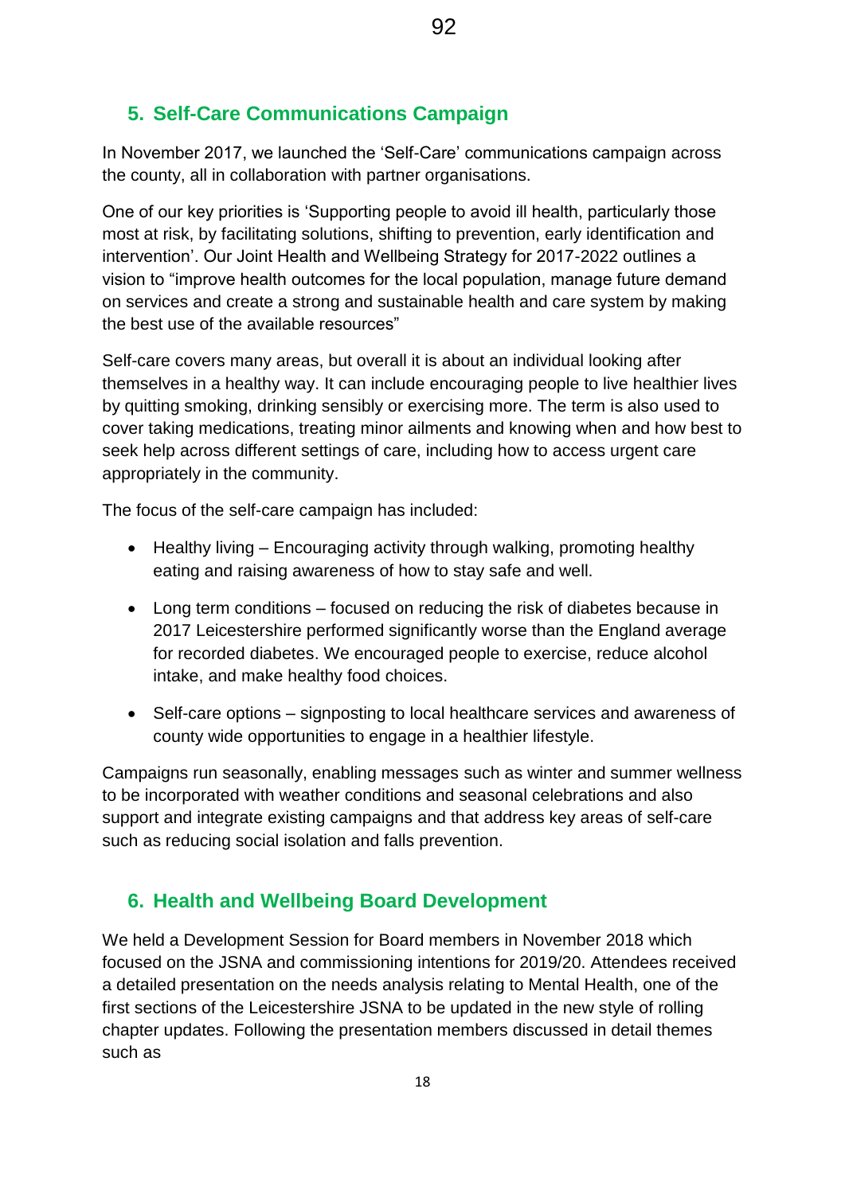## 5. Self-Care Communications Campaign

In November 2017, we launched the 'Self-Care' communications campaign across the county, all in collaboration with partner organisations.

One of our key priorities is 'Supporting people to avoid ill health, particularly those most at risk, by facilitating solutions, shifting to prevention, early identification and intervention'. Our Joint Health and Wellbeing Strategy for 2017-2022 outlines a vision to "improve health outcomes for the local population, manage future demand on services and create a strong and sustainable health and care system by making the best use of the available resources"

Self-care covers many areas, but overall it is about an individual looking after themselves in a healthy way. It can include encouraging people to live healthier lives by quitting smoking, drinking sensibly or exercising more. The term is also used to cover taking medications, treating minor ailments and knowing when and how best to seek help across different settings of care, including how to access urgent care appropriately in the community.

The focus of the self-care campaign has included:

- Healthy living – Encouraging activity through walking, promoting healthy eating and raising awareness of how to stay safe and well.
- Long term conditions – focused on reducing the risk of diabetes because in 2017 Leicestershire performed significantly worse than the England average for recorded diabetes. We encouraged people to exercise, reduce alcohol intake, and make healthy food choices.
- Self-care options – signposting to local healthcare services and awareness of county wide opportunities to engage in a healthier lifestyle.

Campaigns run seasonally, enabling messages such as winter and summer wellness to be incorporated with weather conditions and seasonal celebrations and also support and integrate existing campaigns and that address key areas of self-care such as reducing social isolation and falls prevention.

## 6. Health and Wellbeing Board Development

We held a Development Session for Board members in November 2018 which focused on the JSNA and commissioning intentions for 2019/20. Attendees received a detailed presentation on the needs analysis relating to Mental Health, one of the first sections of the Leicestershire JSNA to be updated in the new style of rolling chapter updates. Following the presentation members discussed in detail themes such as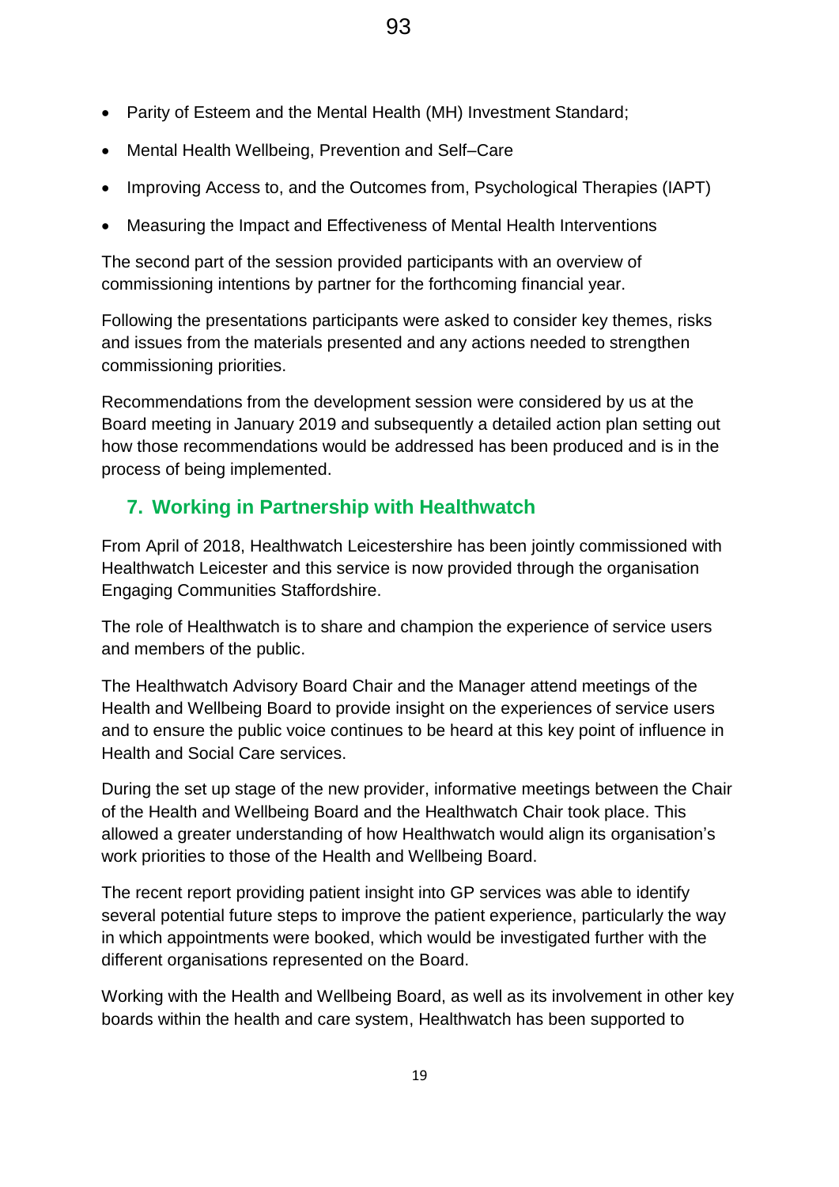- Parity of Esteem and the Mental Health (MH) Investment Standard;
- Mental Health Wellbeing, Prevention and Self–Care
- Improving Access to, and the Outcomes from, Psychological Therapies (IAPT)
- Measuring the Impact and Effectiveness of Mental Health Interventions

The second part of the session provided participants with an overview of commissioning intentions by partner for the forthcoming financial year.

Following the presentations participants were asked to consider key themes, risks and issues from the materials presented and any actions needed to strengthen commissioning priorities.

Recommendations from the development session were considered by us at the Board meeting in January 2019 and subsequently a detailed action plan setting out how those recommendations would be addressed has been produced and is in the process of being implemented.

## 7. Working in Partnership with Healthwatch

From April of 2018, Healthwatch Leicestershire has been jointly commissioned with Healthwatch Leicester and this service is now provided through the organisation Engaging Communities Staffordshire.

The role of Healthwatch is to share and champion the experience of service users and members of the public.

The Healthwatch Advisory Board Chair and the Manager attend meetings of the Health and Wellbeing Board to provide insight on the experiences of service users and to ensure the public voice continues to be heard at this key point of influence in Health and Social Care services.

During the set up stage of the new provider, informative meetings between the Chair of the Health and Wellbeing Board and the Healthwatch Chair took place. This allowed a greater understanding of how Healthwatch would align its organisation's work priorities to those of the Health and Wellbeing Board.

The recent report providing patient insight into GP services was able to identify several potential future steps to improve the patient experience, particularly the way in which appointments were booked, which would be investigated further with the different organisations represented on the Board.

Working with the Health and Wellbeing Board, as well as its involvement in other key boards within the health and care system, Healthwatch has been supported to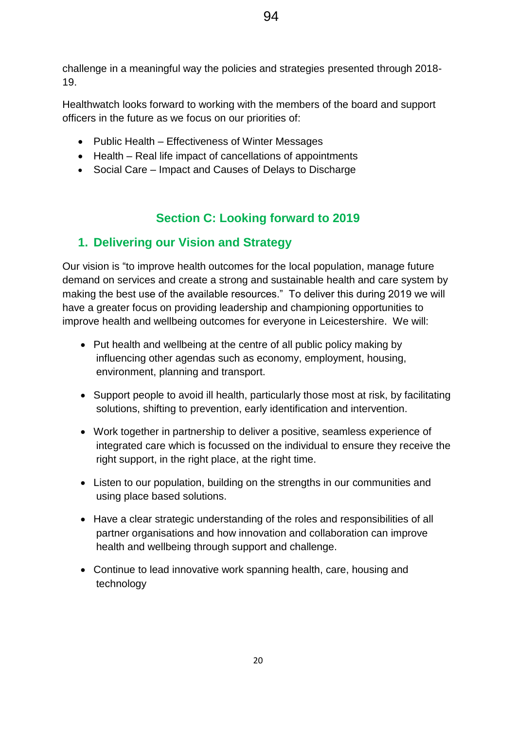challenge in a meaningful way the policies and strategies presented through 2018-19.

Healthwatch looks forward to working with the members of the board and support officers in the future as we focus on our priorities of:

- Public Health – Effectiveness of Winter Messages
- Health – Real life impact of cancellations of appointments
- Social Care – Impact and Causes of Delays to Discharge

## Section C: Looking forward to 2019

### 1. Delivering our Vision and Strategy

Our vision is "to improve health outcomes for the local population, manage future demand on services and create a strong and sustainable health and care system by making the best use of the available resources." To deliver this during 2019 we will have a greater focus on providing leadership and championing opportunities to improve health and wellbeing outcomes for everyone in Leicestershire. We will:

- Put health and wellbeing at the centre of all public policy making by influencing other agendas such as economy, employment, housing, environment, planning and transport.
- Support people to avoid ill health, particularly those most at risk, by facilitating solutions, shifting to prevention, early identification and intervention.
- Work together in partnership to deliver a positive, seamless experience of integrated care which is focussed on the individual to ensure they receive the right support, in the right place, at the right time.
- Listen to our population, building on the strengths in our communities and using place based solutions.
- Have a clear strategic understanding of the roles and responsibilities of all partner organisations and how innovation and collaboration can improve health and wellbeing through support and challenge.
- Continue to lead innovative work spanning health, care, housing and technology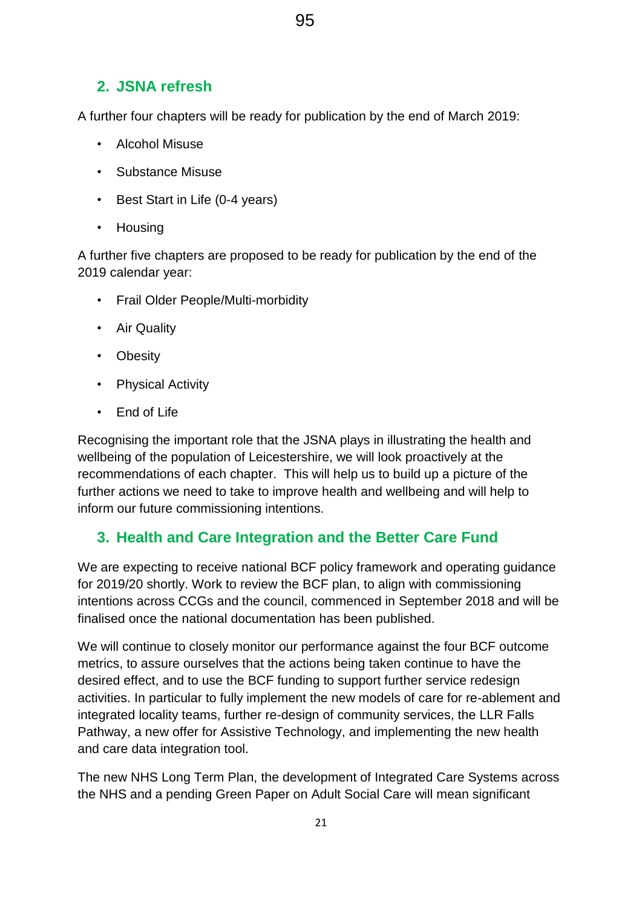## 2. JSNA refresh

A further four chapters will be ready for publication by the end of March 2019:

- Alcohol Misuse
- Substance Misuse
- Best Start in Life (0-4 years)
- Housing

A further five chapters are proposed to be ready for publication by the end of the 2019 calendar year:

- Frail Older People/Multi-morbidity
- Air Quality
- Obesity
- Physical Activity
- End of Life

Recognising the important role that the JSNA plays in illustrating the health and wellbeing of the population of Leicestershire, we will look proactively at the recommendations of each chapter. This will help us to build up a picture of the further actions we need to take to improve health and wellbeing and will help to inform our future commissioning intentions.

## 3. Health and Care Integration and the Better Care Fund

We are expecting to receive national BCF policy framework and operating guidance for 2019/20 shortly. Work to review the BCF plan, to align with commissioning intentions across CCGs and the council, commenced in September 2018 and will be finalised once the national documentation has been published.

We will continue to closely monitor our performance against the four BCF outcome metrics, to assure ourselves that the actions being taken continue to have the desired effect, and to use the BCF funding to support further service redesign activities. In particular to fully implement the new models of care for re-ablement and integrated locality teams, further re-design of community services, the LLR Falls Pathway, a new offer for Assistive Technology, and implementing the new health and care data integration tool.

The new NHS Long Term Plan, the development of Integrated Care Systems across the NHS and a pending Green Paper on Adult Social Care will mean significant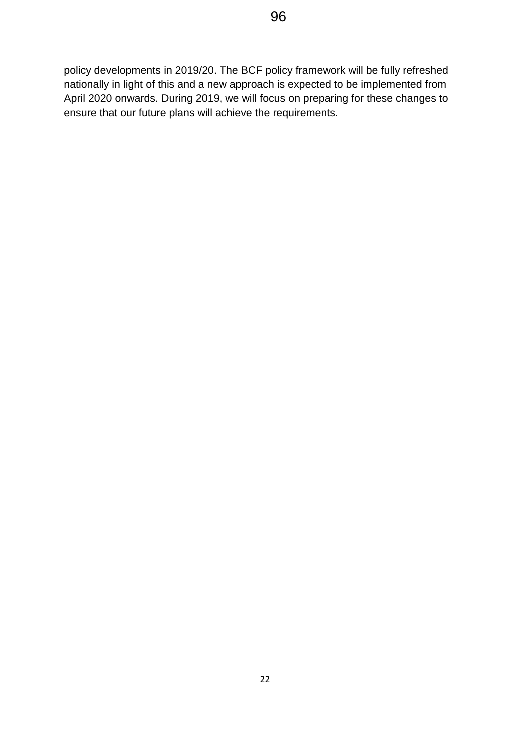policy developments in 2019/20. The BCF policy framework will be fully refreshed nationally in light of this and a new approach is expected to be implemented from April 2020 onwards. During 2019, we will focus on preparing for these changes to ensure that our future plans will achieve the requirements.